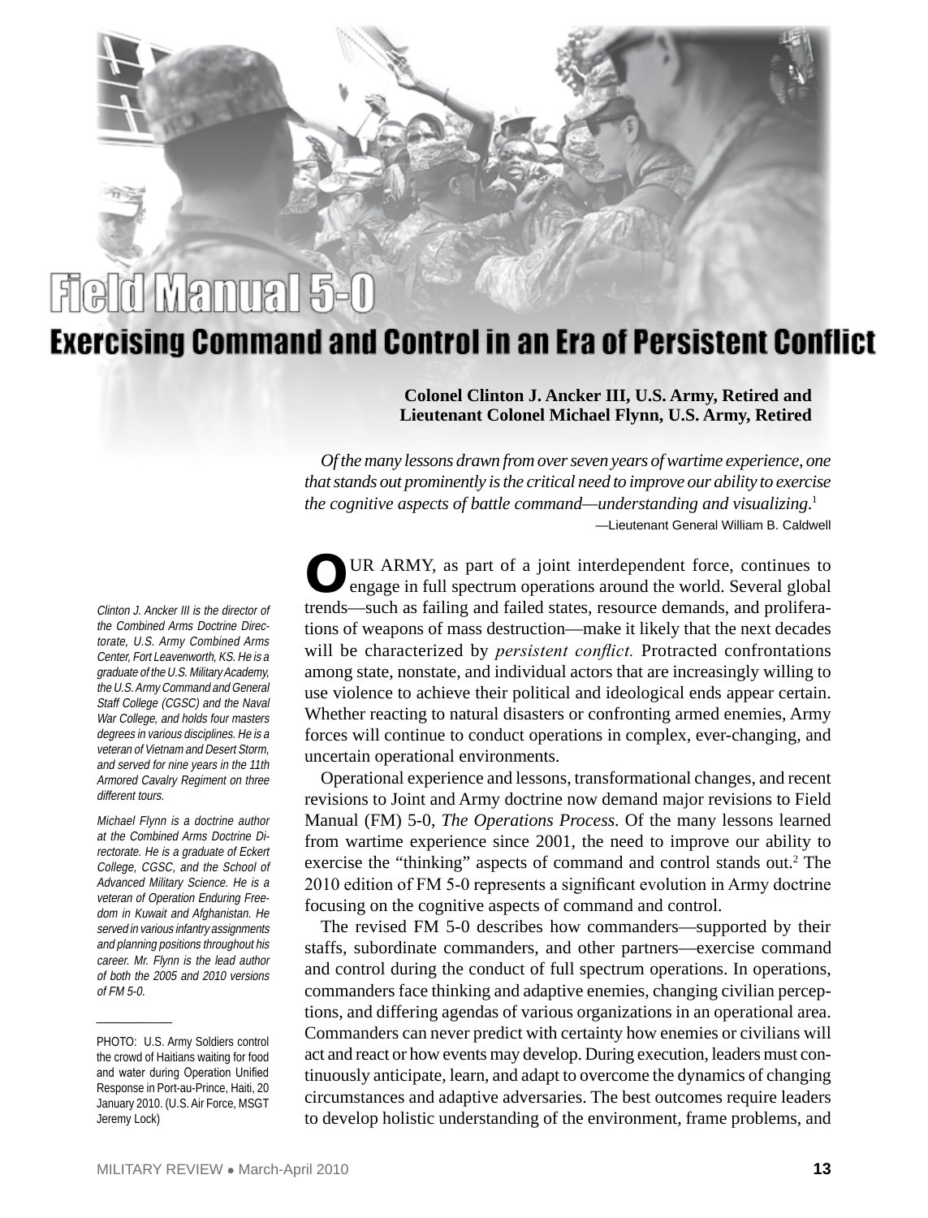# Field Manual 5-0

## Exercising Command and Control in an Era of Persistent Conflict

**Colonel Clinton J. Ancker III, U.S. Army, Retired and Lieutenant Colonel Michael Flynn, U.S. Army, Retired**

*Of the many lessons drawn from over seven years of wartime experience, one that stands out prominently is the critical need to improve our ability to exercise the cognitive aspects of battle command—understanding and visualizing.*[1]

—Lieutenant General William B. Caldwell

*Clinton J. Ancker III is the director of the Combined Arms Doctrine Directorate, U.S. Army Combined Arms Center, Fort Leavenworth, KS. He is a graduate of the U.S. Military Academy, the U.S. Army Command and General Staff College (CGSC) and the Naval War College, and holds four masters degrees in various disciplines. He is a veteran of Vietnam and Desert Storm, and served for nine years in the 11th Armored Cavalry Regiment on three different tours.*

*Michael Flynn is a doctrine author at the Combined Arms Doctrine Directorate. He is a graduate of Eckert College, CGSC, and the School of Advanced Military Science. He is a veteran of Operation Enduring Freedom in Kuwait and Afghanistan. He served in various infantry assignments and planning positions throughout his career. Mr. Flynn is the lead author of both the 2005 and 2010 versions of FM 5-0.*

PHOTO: U.S. Army Soldiers control the crowd of Haitians waiting for food and water during Operation Unified Response in Port-au-Prince, Haiti, 20 January 2010. (U.S. Air Force, MSGT Jeremy Lock)

OUR ARMY, as part of a joint interdependent force, continues to engage in full spectrum operations around the world. Several global trends—such as failing and failed states, resource demands, and proliferations of weapons of mass destruction—make it likely that the next decades will be characterized by *persistent conflict.* Protracted confrontations among state, nonstate, and individual actors that are increasingly willing to use violence to achieve their political and ideological ends appear certain. Whether reacting to natural disasters or confronting armed enemies, Army forces will continue to conduct operations in complex, ever-changing, and uncertain operational environments.

Operational experience and lessons, transformational changes, and recent revisions to Joint and Army doctrine now demand major revisions to Field Manual (FM) 5-0, *The Operations Process*. Of the many lessons learned from wartime experience since 2001, the need to improve our ability to exercise the "thinking" aspects of command and control stands out.[2] The 2010 edition of FM 5-0 represents a significant evolution in Army doctrine focusing on the cognitive aspects of command and control.

The revised FM 5-0 describes how commanders—supported by their staffs, subordinate commanders, and other partners—exercise command and control during the conduct of full spectrum operations. In operations, commanders face thinking and adaptive enemies, changing civilian perceptions, and differing agendas of various organizations in an operational area. Commanders can never predict with certainty how enemies or civilians will act and react or how events may develop. During execution, leaders must continuously anticipate, learn, and adapt to overcome the dynamics of changing circumstances and adaptive adversaries. The best outcomes require leaders to develop holistic understanding of the environment, frame problems, and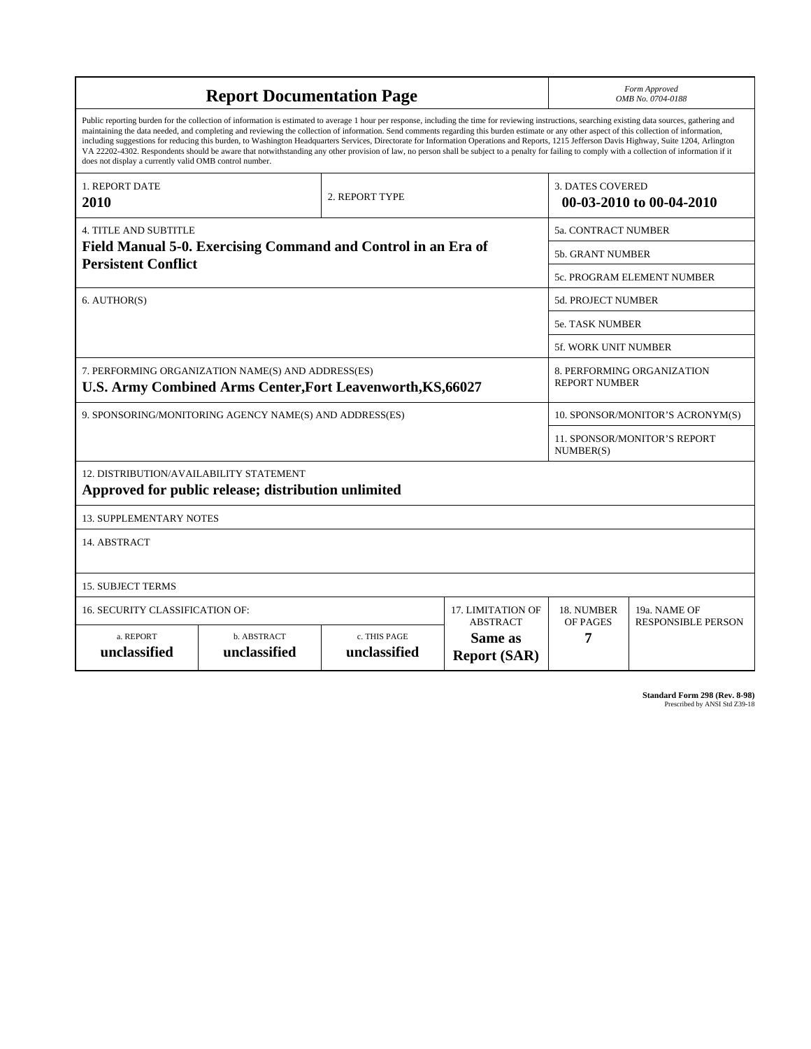# Report Documentation Page

*Form Approved*
*OMB No. 0704-0188*

Public reporting burden for the collection of information is estimated to average 1 hour per response, including the time for reviewing instructions, searching existing data sources, gathering and maintaining the data needed, and completing and reviewing the collection of information. Send comments regarding this burden estimate or any other aspect of this collection of information, including suggestions for reducing this burden, to Washington Headquarters Services, Directorate for Information Operations and Reports, 1215 Jefferson Davis Highway, Suite 1204, Arlington VA 22202-4302. Respondents should be aware that notwithstanding any other provision of law, no person shall be subject to a penalty for failing to comply with a collection of information if it does not display a currently valid OMB control number.

| | | |
|---|---|---|
| 1. REPORT DATE<br>**2010** | 2. REPORT TYPE | 3. DATES COVERED<br>**00-03-2010 to 00-04-2010** |

| | |
|---|---|
| 4. TITLE AND SUBTITLE<br>**Field Manual 5-0. Exercising Command and Control in an Era of Persistent Conflict** | 5a. CONTRACT NUMBER |
| | 5b. GRANT NUMBER |
| | 5c. PROGRAM ELEMENT NUMBER |
| 6. AUTHOR(S) | 5d. PROJECT NUMBER |
| | 5e. TASK NUMBER |
| | 5f. WORK UNIT NUMBER |
| 7. PERFORMING ORGANIZATION NAME(S) AND ADDRESS(ES)<br>**U.S. Army Combined Arms Center,Fort Leavenworth,KS,66027** | 8. PERFORMING ORGANIZATION REPORT NUMBER |
| 9. SPONSORING/MONITORING AGENCY NAME(S) AND ADDRESS(ES) | 10. SPONSOR/MONITOR'S ACRONYM(S) |
| | 11. SPONSOR/MONITOR'S REPORT NUMBER(S) |

12. DISTRIBUTION/AVAILABILITY STATEMENT
**Approved for public release; distribution unlimited**

13. SUPPLEMENTARY NOTES

14. ABSTRACT

15. SUBJECT TERMS

| 16. SECURITY CLASSIFICATION OF: | | | 17. LIMITATION OF ABSTRACT | 18. NUMBER OF PAGES | 19a. NAME OF RESPONSIBLE PERSON |
|---|---|---|---|---|---|
| a. REPORT<br>**unclassified** | b. ABSTRACT<br>**unclassified** | c. THIS PAGE<br>**unclassified** | **Same as Report (SAR)** | **7** | |

**Standard Form 298 (Rev. 8-98)**
Prescribed by ANSI Std Z39-18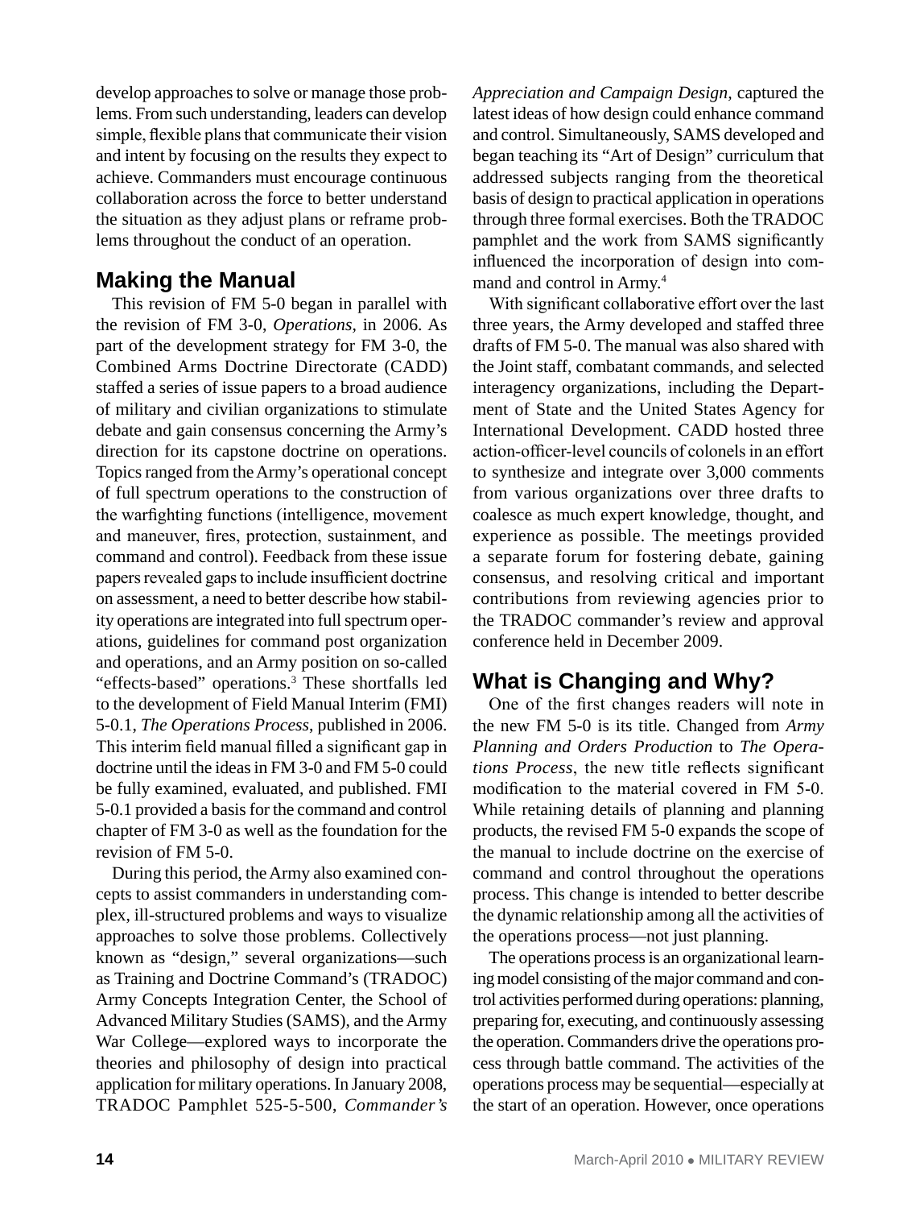develop approaches to solve or manage those problems. From such understanding, leaders can develop simple, flexible plans that communicate their vision and intent by focusing on the results they expect to achieve. Commanders must encourage continuous collaboration across the force to better understand the situation as they adjust plans or reframe problems throughout the conduct of an operation.

## Making the Manual

This revision of FM 5-0 began in parallel with the revision of FM 3-0, *Operations*, in 2006. As part of the development strategy for FM 3-0, the Combined Arms Doctrine Directorate (CADD) staffed a series of issue papers to a broad audience of military and civilian organizations to stimulate debate and gain consensus concerning the Army's direction for its capstone doctrine on operations. Topics ranged from the Army's operational concept of full spectrum operations to the construction of the warfighting functions (intelligence, movement and maneuver, fires, protection, sustainment, and command and control). Feedback from these issue papers revealed gaps to include insufficient doctrine on assessment, a need to better describe how stability operations are integrated into full spectrum operations, guidelines for command post organization and operations, and an Army position on so-called "effects-based" operations.[3] These shortfalls led to the development of Field Manual Interim (FMI) 5-0.1, *The Operations Process*, published in 2006. This interim field manual filled a significant gap in doctrine until the ideas in FM 3-0 and FM 5-0 could be fully examined, evaluated, and published. FMI 5-0.1 provided a basis for the command and control chapter of FM 3-0 as well as the foundation for the revision of FM 5-0.

During this period, the Army also examined concepts to assist commanders in understanding complex, ill-structured problems and ways to visualize approaches to solve those problems. Collectively known as "design," several organizations—such as Training and Doctrine Command's (TRADOC) Army Concepts Integration Center, the School of Advanced Military Studies (SAMS), and the Army War College—explored ways to incorporate the theories and philosophy of design into practical application for military operations. In January 2008, TRADOC Pamphlet 525-5-500, *Commander's Appreciation and Campaign Design*, captured the latest ideas of how design could enhance command and control. Simultaneously, SAMS developed and began teaching its "Art of Design" curriculum that addressed subjects ranging from the theoretical basis of design to practical application in operations through three formal exercises. Both the TRADOC pamphlet and the work from SAMS significantly influenced the incorporation of design into command and control in Army.[4]

With significant collaborative effort over the last three years, the Army developed and staffed three drafts of FM 5-0. The manual was also shared with the Joint staff, combatant commands, and selected interagency organizations, including the Department of State and the United States Agency for International Development. CADD hosted three action-officer-level councils of colonels in an effort to synthesize and integrate over 3,000 comments from various organizations over three drafts to coalesce as much expert knowledge, thought, and experience as possible. The meetings provided a separate forum for fostering debate, gaining consensus, and resolving critical and important contributions from reviewing agencies prior to the TRADOC commander's review and approval conference held in December 2009.

## What is Changing and Why?

One of the first changes readers will note in the new FM 5-0 is its title. Changed from *Army Planning and Orders Production* to *The Operations Process*, the new title reflects significant modification to the material covered in FM 5-0. While retaining details of planning and planning products, the revised FM 5-0 expands the scope of the manual to include doctrine on the exercise of command and control throughout the operations process. This change is intended to better describe the dynamic relationship among all the activities of the operations process—not just planning.

The operations process is an organizational learning model consisting of the major command and control activities performed during operations: planning, preparing for, executing, and continuously assessing the operation. Commanders drive the operations process through battle command. The activities of the operations process may be sequential—especially at the start of an operation. However, once operations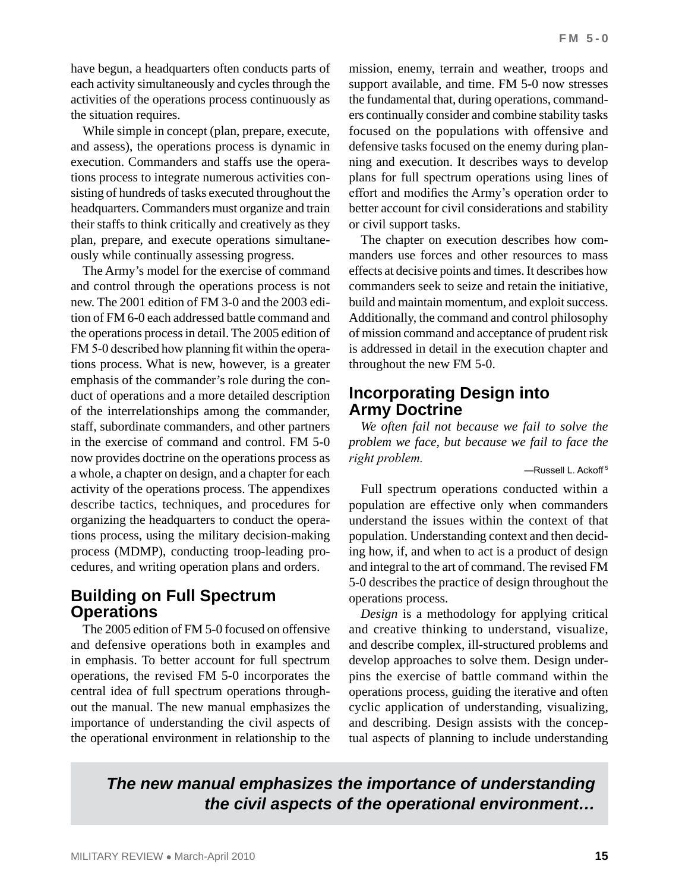have begun, a headquarters often conducts parts of each activity simultaneously and cycles through the activities of the operations process continuously as the situation requires.

While simple in concept (plan, prepare, execute, and assess), the operations process is dynamic in execution. Commanders and staffs use the operations process to integrate numerous activities consisting of hundreds of tasks executed throughout the headquarters. Commanders must organize and train their staffs to think critically and creatively as they plan, prepare, and execute operations simultaneously while continually assessing progress.

The Army's model for the exercise of command and control through the operations process is not new. The 2001 edition of FM 3-0 and the 2003 edition of FM 6-0 each addressed battle command and the operations process in detail. The 2005 edition of FM 5-0 described how planning fit within the operations process. What is new, however, is a greater emphasis of the commander's role during the conduct of operations and a more detailed description of the interrelationships among the commander, staff, subordinate commanders, and other partners in the exercise of command and control. FM 5-0 now provides doctrine on the operations process as a whole, a chapter on design, and a chapter for each activity of the operations process. The appendixes describe tactics, techniques, and procedures for organizing the headquarters to conduct the operations process, using the military decision-making process (MDMP), conducting troop-leading procedures, and writing operation plans and orders.

## Building on Full Spectrum Operations

The 2005 edition of FM 5-0 focused on offensive and defensive operations both in examples and in emphasis. To better account for full spectrum operations, the revised FM 5-0 incorporates the central idea of full spectrum operations throughout the manual. The new manual emphasizes the importance of understanding the civil aspects of the operational environment in relationship to the mission, enemy, terrain and weather, troops and support available, and time. FM 5-0 now stresses the fundamental that, during operations, commanders continually consider and combine stability tasks focused on the populations with offensive and defensive tasks focused on the enemy during planning and execution. It describes ways to develop plans for full spectrum operations using lines of effort and modifies the Army's operation order to better account for civil considerations and stability or civil support tasks.

The chapter on execution describes how commanders use forces and other resources to mass effects at decisive points and times. It describes how commanders seek to seize and retain the initiative, build and maintain momentum, and exploit success. Additionally, the command and control philosophy of mission command and acceptance of prudent risk is addressed in detail in the execution chapter and throughout the new FM 5-0.

## Incorporating Design into Army Doctrine

*We often fail not because we fail to solve the problem we face, but because we fail to face the right problem.*

—Russell L. Ackoff [5]

Full spectrum operations conducted within a population are effective only when commanders understand the issues within the context of that population. Understanding context and then deciding how, if, and when to act is a product of design and integral to the art of command. The revised FM 5-0 describes the practice of design throughout the operations process.

*Design* is a methodology for applying critical and creative thinking to understand, visualize, and describe complex, ill-structured problems and develop approaches to solve them. Design underpins the exercise of battle command within the operations process, guiding the iterative and often cyclic application of understanding, visualizing, and describing. Design assists with the conceptual aspects of planning to include understanding

***The new manual emphasizes the importance of understanding the civil aspects of the operational environment…***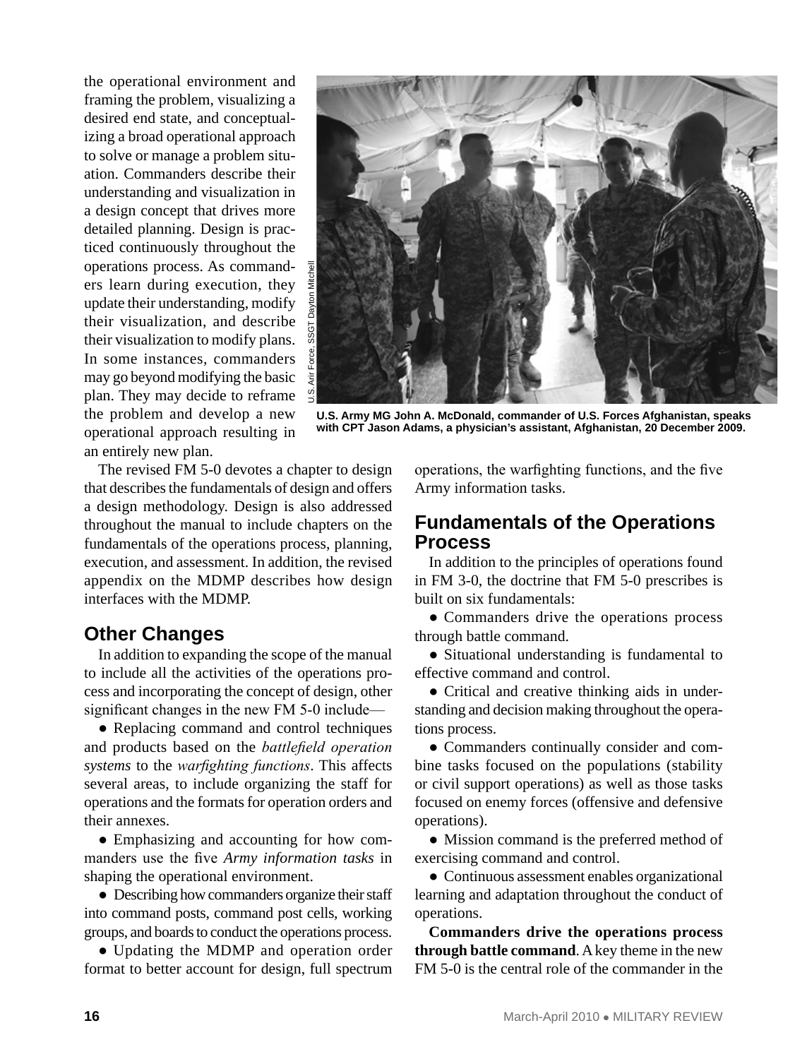the operational environment and framing the problem, visualizing a desired end state, and conceptualizing a broad operational approach to solve or manage a problem situation. Commanders describe their understanding and visualization in a design concept that drives more detailed planning. Design is practiced continuously throughout the operations process. As commanders learn during execution, they update their understanding, modify their visualization, and describe their visualization to modify plans. In some instances, commanders may go beyond modifying the basic plan. They may decide to reframe the problem and develop a new operational approach resulting in an entirely new plan.

U.S. Arir Force, SSGT Dayton Mitchell

**U.S. Army MG John A. McDonald, commander of U.S. Forces Afghanistan, speaks with CPT Jason Adams, a physician's assistant, Afghanistan, 20 December 2009.**

The revised FM 5-0 devotes a chapter to design that describes the fundamentals of design and offers a design methodology. Design is also addressed throughout the manual to include chapters on the fundamentals of the operations process, planning, execution, and assessment. In addition, the revised appendix on the MDMP describes how design interfaces with the MDMP.

## Other Changes

In addition to expanding the scope of the manual to include all the activities of the operations process and incorporating the concept of design, other significant changes in the new FM 5-0 include—

- Replacing command and control techniques and products based on the *battlefield operation systems* to the *warfighting functions*. This affects several areas, to include organizing the staff for operations and the formats for operation orders and their annexes.
- Emphasizing and accounting for how commanders use the five *Army information tasks* in shaping the operational environment.
- Describing how commanders organize their staff into command posts, command post cells, working groups, and boards to conduct the operations process.
- Updating the MDMP and operation order format to better account for design, full spectrum operations, the warfighting functions, and the five Army information tasks.

## Fundamentals of the Operations Process

In addition to the principles of operations found in FM 3-0, the doctrine that FM 5-0 prescribes is built on six fundamentals:

- Commanders drive the operations process through battle command.
- Situational understanding is fundamental to effective command and control.
- Critical and creative thinking aids in understanding and decision making throughout the operations process.
- Commanders continually consider and combine tasks focused on the populations (stability or civil support operations) as well as those tasks focused on enemy forces (offensive and defensive operations).
- Mission command is the preferred method of exercising command and control.
- Continuous assessment enables organizational learning and adaptation throughout the conduct of operations.

**Commanders drive the operations process through battle command**. A key theme in the new FM 5-0 is the central role of the commander in the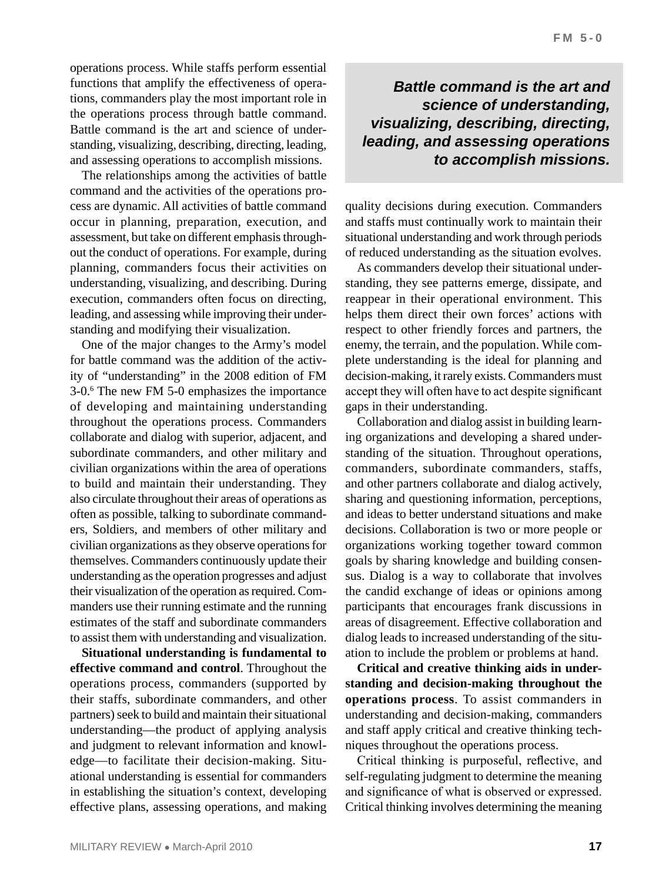operations process. While staffs perform essential functions that amplify the effectiveness of operations, commanders play the most important role in the operations process through battle command. Battle command is the art and science of understanding, visualizing, describing, directing, leading, and assessing operations to accomplish missions.

The relationships among the activities of battle command and the activities of the operations process are dynamic. All activities of battle command occur in planning, preparation, execution, and assessment, but take on different emphasis throughout the conduct of operations. For example, during planning, commanders focus their activities on understanding, visualizing, and describing. During execution, commanders often focus on directing, leading, and assessing while improving their understanding and modifying their visualization.

One of the major changes to the Army's model for battle command was the addition of the activity of "understanding" in the 2008 edition of FM 3-0.[6] The new FM 5-0 emphasizes the importance of developing and maintaining understanding throughout the operations process. Commanders collaborate and dialog with superior, adjacent, and subordinate commanders, and other military and civilian organizations within the area of operations to build and maintain their understanding. They also circulate throughout their areas of operations as often as possible, talking to subordinate commanders, Soldiers, and members of other military and civilian organizations as they observe operations for themselves. Commanders continuously update their understanding as the operation progresses and adjust their visualization of the operation as required. Commanders use their running estimate and the running estimates of the staff and subordinate commanders to assist them with understanding and visualization.

***Battle command is the art and science of understanding, visualizing, describing, directing, leading, and assessing operations to accomplish missions.***

**Situational understanding is fundamental to effective command and control**. Throughout the operations process, commanders (supported by their staffs, subordinate commanders, and other partners) seek to build and maintain their situational understanding—the product of applying analysis and judgment to relevant information and knowledge—to facilitate their decision-making. Situational understanding is essential for commanders in establishing the situation's context, developing effective plans, assessing operations, and making quality decisions during execution. Commanders and staffs must continually work to maintain their situational understanding and work through periods of reduced understanding as the situation evolves.

As commanders develop their situational understanding, they see patterns emerge, dissipate, and reappear in their operational environment. This helps them direct their own forces' actions with respect to other friendly forces and partners, the enemy, the terrain, and the population. While complete understanding is the ideal for planning and decision-making, it rarely exists. Commanders must accept they will often have to act despite significant gaps in their understanding.

Collaboration and dialog assist in building learning organizations and developing a shared understanding of the situation. Throughout operations, commanders, subordinate commanders, staffs, and other partners collaborate and dialog actively, sharing and questioning information, perceptions, and ideas to better understand situations and make decisions. Collaboration is two or more people or organizations working together toward common goals by sharing knowledge and building consensus. Dialog is a way to collaborate that involves the candid exchange of ideas or opinions among participants that encourages frank discussions in areas of disagreement. Effective collaboration and dialog leads to increased understanding of the situation to include the problem or problems at hand.

**Critical and creative thinking aids in understanding and decision-making throughout the operations process**. To assist commanders in understanding and decision-making, commanders and staff apply critical and creative thinking techniques throughout the operations process.

Critical thinking is purposeful, reflective, and self-regulating judgment to determine the meaning and significance of what is observed or expressed. Critical thinking involves determining the meaning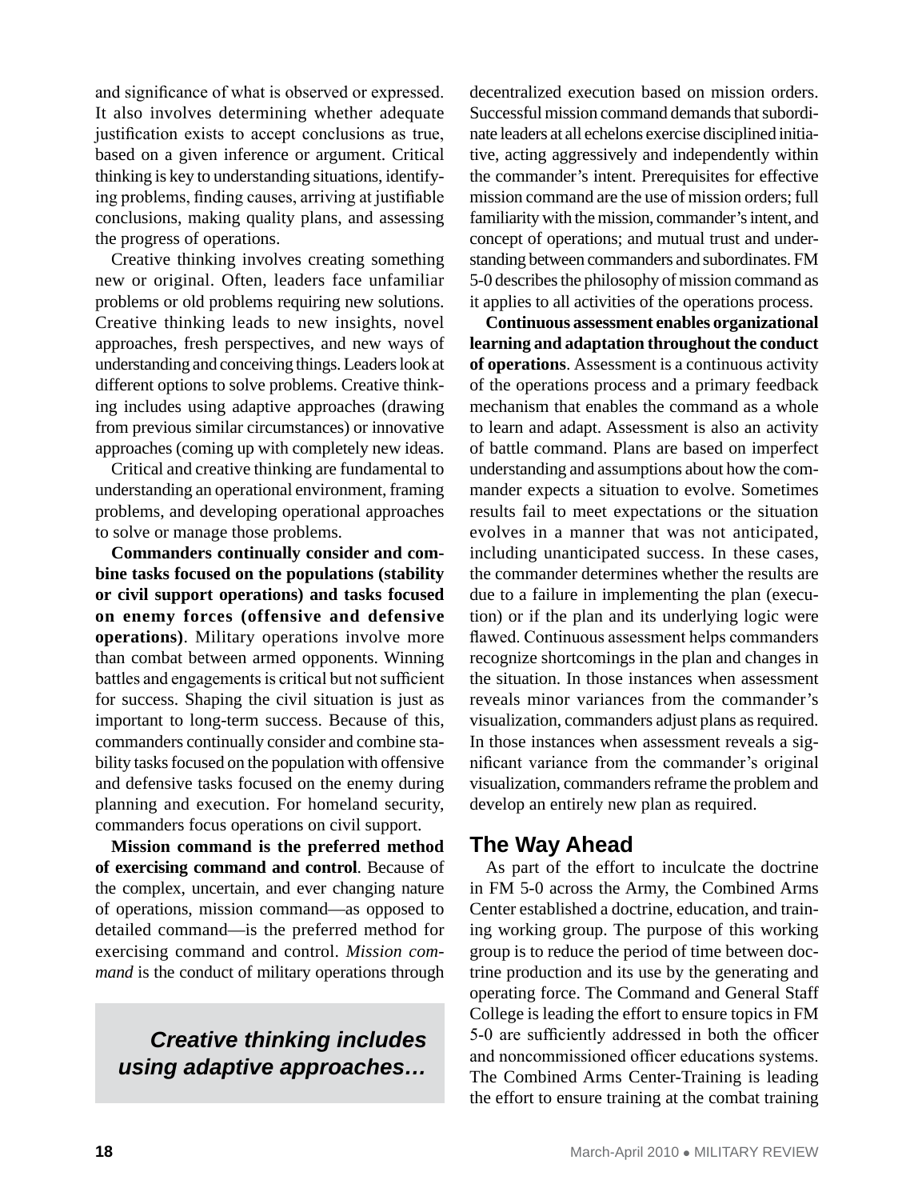and significance of what is observed or expressed. It also involves determining whether adequate justification exists to accept conclusions as true, based on a given inference or argument. Critical thinking is key to understanding situations, identifying problems, finding causes, arriving at justifiable conclusions, making quality plans, and assessing the progress of operations.

Creative thinking involves creating something new or original. Often, leaders face unfamiliar problems or old problems requiring new solutions. Creative thinking leads to new insights, novel approaches, fresh perspectives, and new ways of understanding and conceiving things. Leaders look at different options to solve problems. Creative thinking includes using adaptive approaches (drawing from previous similar circumstances) or innovative approaches (coming up with completely new ideas.

Critical and creative thinking are fundamental to understanding an operational environment, framing problems, and developing operational approaches to solve or manage those problems.

**Commanders continually consider and combine tasks focused on the populations (stability or civil support operations) and tasks focused on enemy forces (offensive and defensive operations)**. Military operations involve more than combat between armed opponents. Winning battles and engagements is critical but not sufficient for success. Shaping the civil situation is just as important to long-term success. Because of this, commanders continually consider and combine stability tasks focused on the population with offensive and defensive tasks focused on the enemy during planning and execution. For homeland security, commanders focus operations on civil support.

**Mission command is the preferred method of exercising command and control**. Because of the complex, uncertain, and ever changing nature of operations, mission command—as opposed to detailed command—is the preferred method for exercising command and control. *Mission command* is the conduct of military operations through decentralized execution based on mission orders. Successful mission command demands that subordinate leaders at all echelons exercise disciplined initiative, acting aggressively and independently within the commander's intent. Prerequisites for effective mission command are the use of mission orders; full familiarity with the mission, commander's intent, and concept of operations; and mutual trust and understanding between commanders and subordinates. FM 5-0 describes the philosophy of mission command as it applies to all activities of the operations process.

***Creative thinking includes using adaptive approaches…***

**Continuous assessment enables organizational learning and adaptation throughout the conduct of operations**. Assessment is a continuous activity of the operations process and a primary feedback mechanism that enables the command as a whole to learn and adapt. Assessment is also an activity of battle command. Plans are based on imperfect understanding and assumptions about how the commander expects a situation to evolve. Sometimes results fail to meet expectations or the situation evolves in a manner that was not anticipated, including unanticipated success. In these cases, the commander determines whether the results are due to a failure in implementing the plan (execution) or if the plan and its underlying logic were flawed. Continuous assessment helps commanders recognize shortcomings in the plan and changes in the situation. In those instances when assessment reveals minor variances from the commander's visualization, commanders adjust plans as required. In those instances when assessment reveals a significant variance from the commander's original visualization, commanders reframe the problem and develop an entirely new plan as required.

## The Way Ahead

As part of the effort to inculcate the doctrine in FM 5-0 across the Army, the Combined Arms Center established a doctrine, education, and training working group. The purpose of this working group is to reduce the period of time between doctrine production and its use by the generating and operating force. The Command and General Staff College is leading the effort to ensure topics in FM 5-0 are sufficiently addressed in both the officer and noncommissioned officer educations systems. The Combined Arms Center-Training is leading the effort to ensure training at the combat training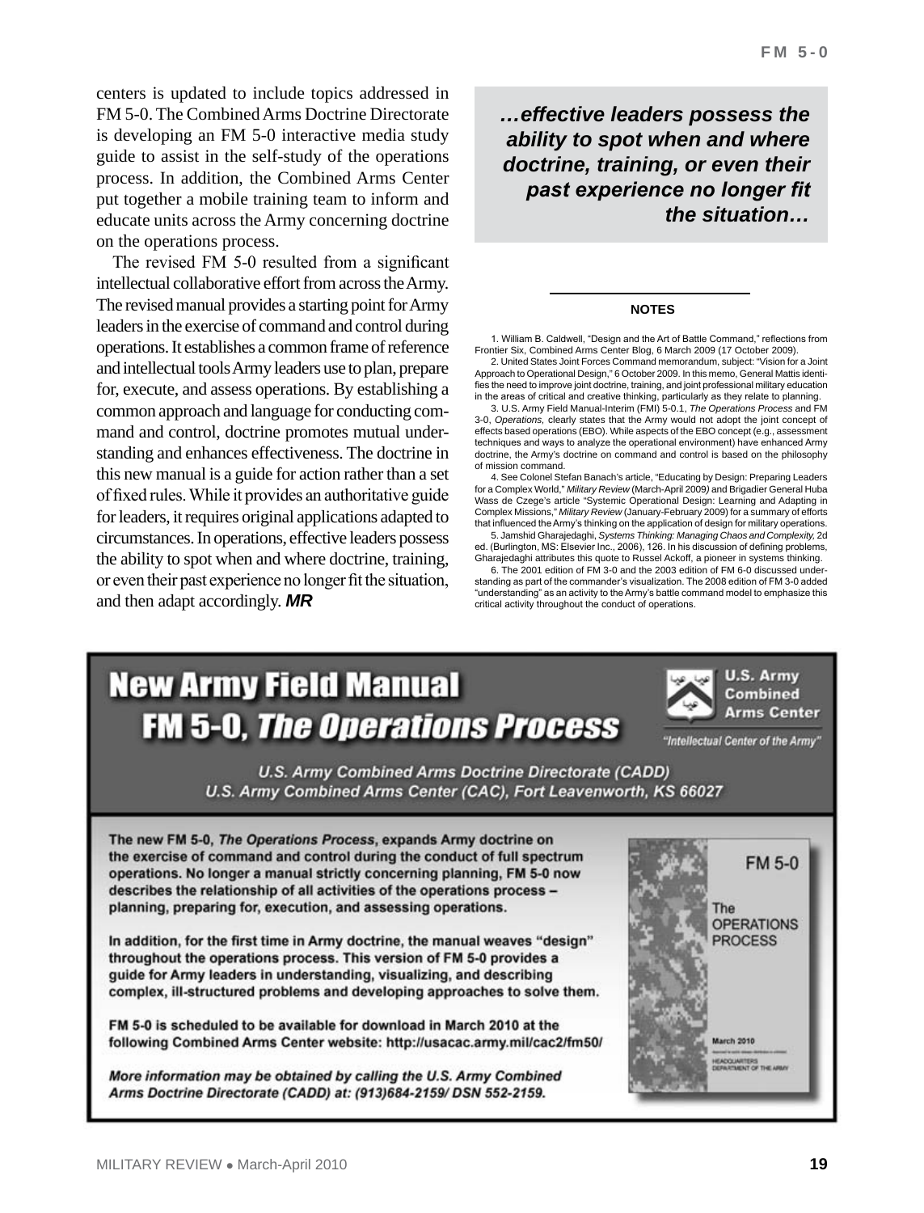centers is updated to include topics addressed in FM 5-0. The Combined Arms Doctrine Directorate is developing an FM 5-0 interactive media study guide to assist in the self-study of the operations process. In addition, the Combined Arms Center put together a mobile training team to inform and educate units across the Army concerning doctrine on the operations process.

The revised FM 5-0 resulted from a significant intellectual collaborative effort from across the Army. The revised manual provides a starting point for Army leaders in the exercise of command and control during operations. It establishes a common frame of reference and intellectual tools Army leaders use to plan, prepare for, execute, and assess operations. By establishing a common approach and language for conducting command and control, doctrine promotes mutual understanding and enhances effectiveness. The doctrine in this new manual is a guide for action rather than a set of fixed rules. While it provides an authoritative guide for leaders, it requires original applications adapted to circumstances. In operations, effective leaders possess the ability to spot when and where doctrine, training, or even their past experience no longer fit the situation, and then adapt accordingly. ***MR***

> ***…effective leaders possess the ability to spot when and where doctrine, training, or even their past experience no longer fit the situation…***

**NOTES**

1. William B. Caldwell, "Design and the Art of Battle Command," reflections from Frontier Six, Combined Arms Center Blog, 6 March 2009 (17 October 2009).

2. United States Joint Forces Command memorandum, subject: "Vision for a Joint Approach to Operational Design," 6 October 2009. In this memo, General Mattis identifies the need to improve joint doctrine, training, and joint professional military education in the areas of critical and creative thinking, particularly as they relate to planning.

3. U.S. Army Field Manual-Interim (FMI) 5-0.1, *The Operations Process* and FM 3-0, *Operations,* clearly states that the Army would not adopt the joint concept of effects based operations (EBO). While aspects of the EBO concept (e.g., assessment techniques and ways to analyze the operational environment) have enhanced Army doctrine, the Army's doctrine on command and control is based on the philosophy of mission command.

4. See Colonel Stefan Banach's article, "Educating by Design: Preparing Leaders for a Complex World," *Military Review* (March-April 2009*)* and Brigadier General Huba Wass de Czege's article "Systemic Operational Design: Learning and Adapting in Complex Missions," *Military Review* (January-February 2009) for a summary of efforts that influenced the Army's thinking on the application of design for military operations.

5. Jamshid Gharajedaghi, *Systems Thinking: Managing Chaos and Complexity,* 2d ed. (Burlington, MS: Elsevier Inc., 2006), 126. In his discussion of defining problems, Gharajedaghi attributes this quote to Russel Ackoff, a pioneer in systems thinking.

6. The 2001 edition of FM 3-0 and the 2003 edition of FM 6-0 discussed understanding as part of the commander's visualization. The 2008 edition of FM 3-0 added "understanding" as an activity to the Army's battle command model to emphasize this critical activity throughout the conduct of operations.

# New Army Field Manual FM 5-0, *The Operations Process*

U.S. Army Combined Arms Center

"Intellectual Center of the Army"

*U.S. Army Combined Arms Doctrine Directorate (CADD)*
*U.S. Army Combined Arms Center (CAC), Fort Leavenworth, KS 66027*

**The new FM 5-0, *The Operations Process*, expands Army doctrine on the exercise of command and control during the conduct of full spectrum operations. No longer a manual strictly concerning planning, FM 5-0 now describes the relationship of all activities of the operations process – planning, preparing for, execution, and assessing operations.**

**In addition, for the first time in Army doctrine, the manual weaves "design" throughout the operations process. This version of FM 5-0 provides a guide for Army leaders in understanding, visualizing, and describing complex, ill-structured problems and developing approaches to solve them.**

**FM 5-0 is scheduled to be available for download in March 2010 at the following Combined Arms Center website: http://usacac.army.mil/cac2/fm50/**

***More information may be obtained by calling the U.S. Army Combined Arms Doctrine Directorate (CADD) at: (913)684-2159/ DSN 552-2159.***

FM 5-0

The OPERATIONS PROCESS

March 2010

HEADQUARTERS DEPARTMENT OF THE ARMY